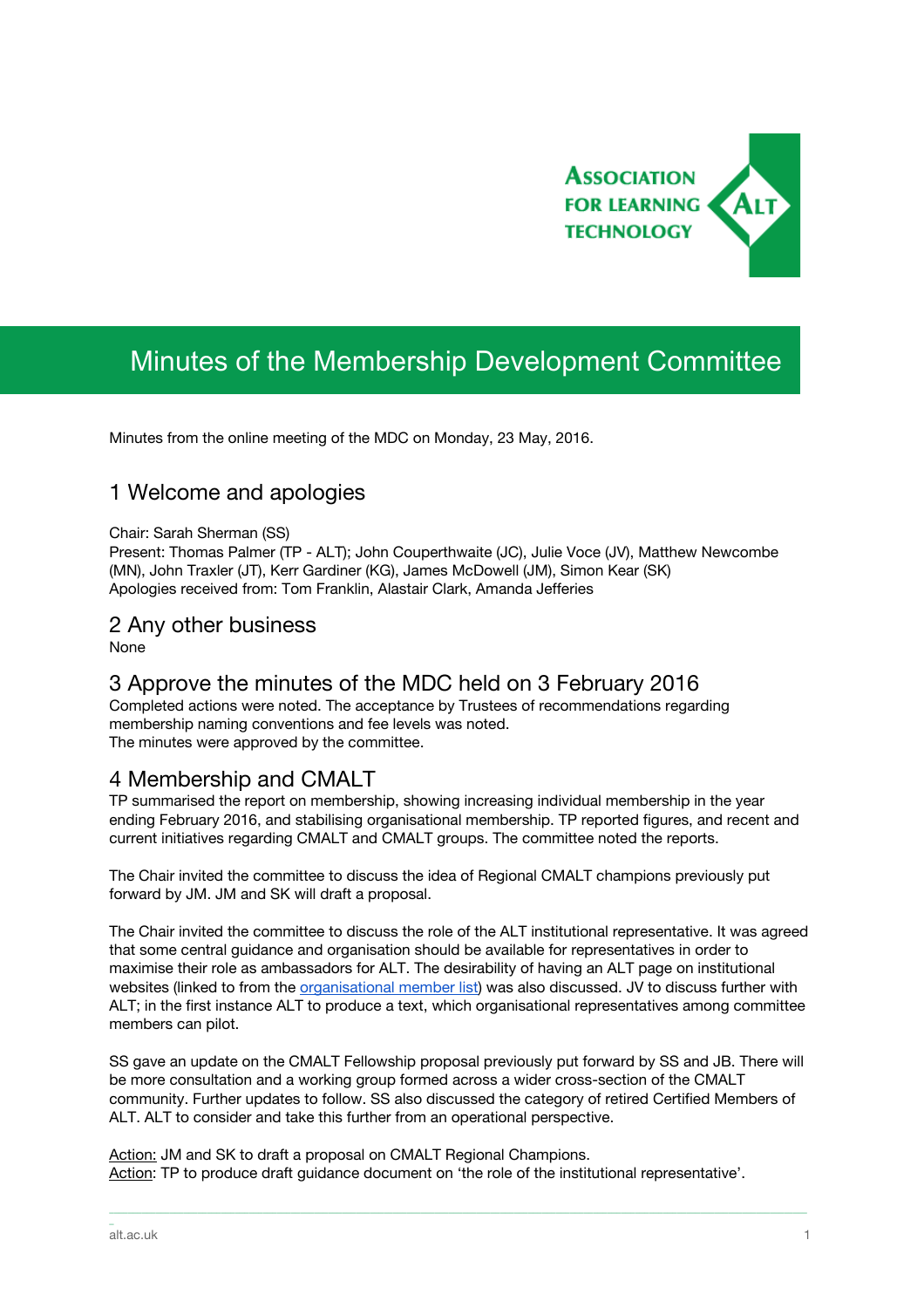# Minutes of the Membership Development Committee

Minutes from the online meeting of the MDC on Monday, 23 May, 2016.

## 1 Welcome and apologies

Chair: Sarah Sherman (SS)
Present: Thomas Palmer (TP - ALT); John Couperthwaite (JC), Julie Voce (JV), Matthew Newcombe (MN), John Traxler (JT), Kerr Gardiner (KG), James McDowell (JM), Simon Kear (SK)
Apologies received from: Tom Franklin, Alastair Clark, Amanda Jefferies

## 2 Any other business

None

## 3 Approve the minutes of the MDC held on 3 February 2016

Completed actions were noted. The acceptance by Trustees of recommendations regarding membership naming conventions and fee levels was noted.
The minutes were approved by the committee.

## 4 Membership and CMALT

TP summarised the report on membership, showing increasing individual membership in the year ending February 2016, and stabilising organisational membership. TP reported figures, and recent and current initiatives regarding CMALT and CMALT groups. The committee noted the reports.

The Chair invited the committee to discuss the idea of Regional CMALT champions previously put forward by JM. JM and SK will draft a proposal.

The Chair invited the committee to discuss the role of the ALT institutional representative. It was agreed that some central guidance and organisation should be available for representatives in order to maximise their role as ambassadors for ALT. The desirability of having an ALT page on institutional websites (linked to from the organisational member list) was also discussed. JV to discuss further with ALT; in the first instance ALT to produce a text, which organisational representatives among committee members can pilot.

SS gave an update on the CMALT Fellowship proposal previously put forward by SS and JB. There will be more consultation and a working group formed across a wider cross-section of the CMALT community. Further updates to follow. SS also discussed the category of retired Certified Members of ALT. ALT to consider and take this further from an operational perspective.

Action: JM and SK to draft a proposal on CMALT Regional Champions.
Action: TP to produce draft guidance document on 'the role of the institutional representative'.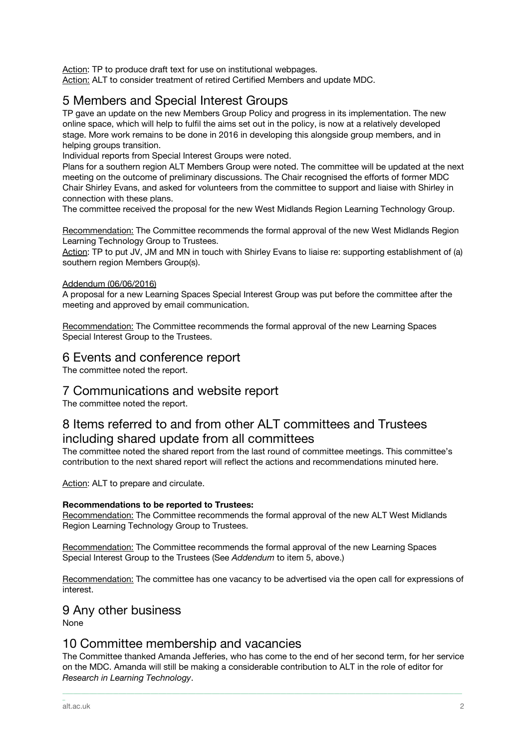Action: TP to produce draft text for use on institutional webpages.
Action: ALT to consider treatment of retired Certified Members and update MDC.

## 5 Members and Special Interest Groups

TP gave an update on the new Members Group Policy and progress in its implementation. The new online space, which will help to fulfil the aims set out in the policy, is now at a relatively developed stage. More work remains to be done in 2016 in developing this alongside group members, and in helping groups transition.

Individual reports from Special Interest Groups were noted.

Plans for a southern region ALT Members Group were noted. The committee will be updated at the next meeting on the outcome of preliminary discussions. The Chair recognised the efforts of former MDC Chair Shirley Evans, and asked for volunteers from the committee to support and liaise with Shirley in connection with these plans.

The committee received the proposal for the new West Midlands Region Learning Technology Group.

Recommendation: The Committee recommends the formal approval of the new West Midlands Region Learning Technology Group to Trustees.
Action: TP to put JV, JM and MN in touch with Shirley Evans to liaise re: supporting establishment of (a) southern region Members Group(s).

Addendum (06/06/2016)
A proposal for a new Learning Spaces Special Interest Group was put before the committee after the meeting and approved by email communication.

Recommendation: The Committee recommends the formal approval of the new Learning Spaces Special Interest Group to the Trustees.

## 6 Events and conference report

The committee noted the report.

## 7 Communications and website report

The committee noted the report.

## 8 Items referred to and from other ALT committees and Trustees including shared update from all committees

The committee noted the shared report from the last round of committee meetings. This committee's contribution to the next shared report will reflect the actions and recommendations minuted here.

Action: ALT to prepare and circulate.

**Recommendations to be reported to Trustees:**
Recommendation: The Committee recommends the formal approval of the new ALT West Midlands Region Learning Technology Group to Trustees.

Recommendation: The Committee recommends the formal approval of the new Learning Spaces Special Interest Group to the Trustees (See *Addendum* to item 5, above.)

Recommendation: The committee has one vacancy to be advertised via the open call for expressions of interest.

## 9 Any other business

None

## 10 Committee membership and vacancies

The Committee thanked Amanda Jefferies, who has come to the end of her second term, for her service on the MDC. Amanda will still be making a considerable contribution to ALT in the role of editor for *Research in Learning Technology*.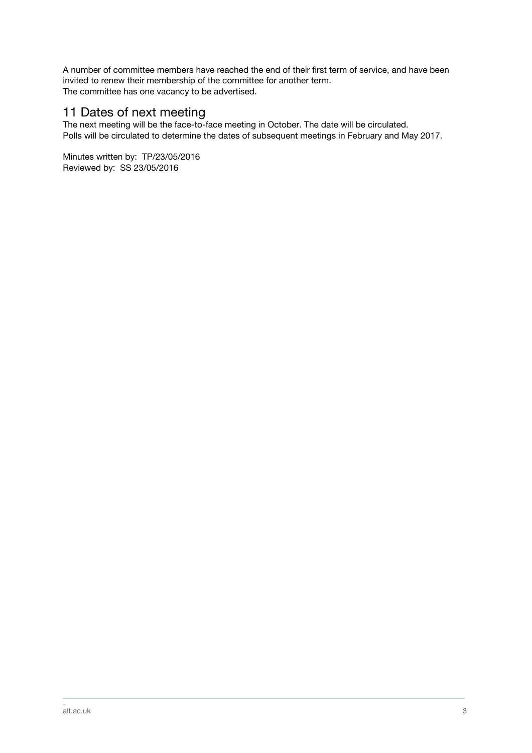A number of committee members have reached the end of their first term of service, and have been invited to renew their membership of the committee for another term.
The committee has one vacancy to be advertised.

## 11 Dates of next meeting

The next meeting will be the face-to-face meeting in October. The date will be circulated.
Polls will be circulated to determine the dates of subsequent meetings in February and May 2017.

Minutes written by: TP/23/05/2016
Reviewed by: SS 23/05/2016